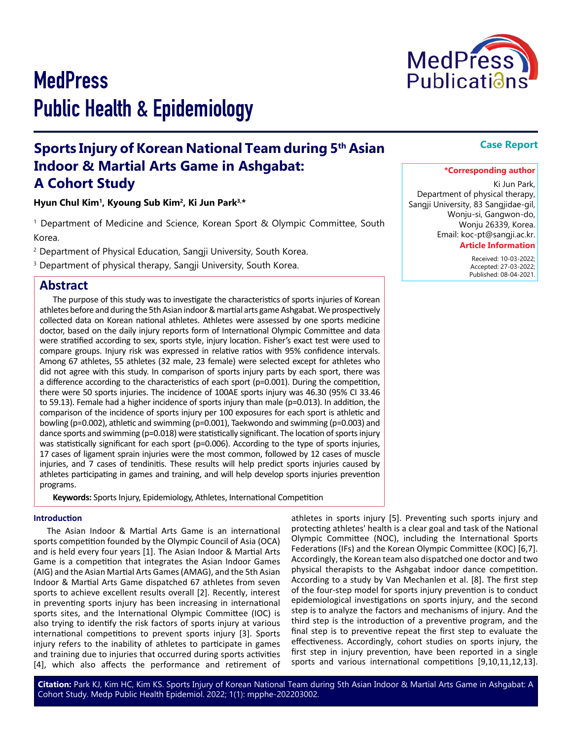# MedPress Public Health & Epidemiology

**Case Report**

## Sports Injury of Korean National Team during 5th Asian Indoor & Martial Arts Game in Ashgabat: A Cohort Study

**Hyun Chul Kim[1], Kyoung Sub Kim[2], Ki Jun Park[3,*]**

[1] Department of Medicine and Science, Korean Sport & Olympic Committee, South Korea.

[2] Department of Physical Education, Sangji University, South Korea.

[3] Department of physical therapy, Sangji University, South Korea.

**\*Corresponding author**

Ki Jun Park,
Department of physical therapy,
Sangji University, 83 Sangjidae-gil,
Wonju-si, Gangwon-do,
Wonju 26339, Korea.
Email: koc-pt@sangji.ac.kr.

**Article Information**

Received: 10-03-2022;
Accepted: 27-03-2022;
Published: 08-04-2021.

## Abstract

The purpose of this study was to investigate the characteristics of sports injuries of Korean athletes before and during the 5th Asian indoor & martial arts game Ashgabat. We prospectively collected data on Korean national athletes. Athletes were assessed by one sports medicine doctor, based on the daily injury reports form of International Olympic Committee and data were stratified according to sex, sports style, injury location. Fisher's exact test were used to compare groups. Injury risk was expressed in relative ratios with 95% confidence intervals. Among 67 athletes, 55 athletes (32 male, 23 female) were selected except for athletes who did not agree with this study. In comparison of sports injury parts by each sport, there was a difference according to the characteristics of each sport (p=0.001). During the competition, there were 50 sports injuries. The incidence of 100AE sports injury was 46.30 (95% CI 33.46 to 59.13). Female had a higher incidence of sports injury than male (p=0.013). In addition, the comparison of the incidence of sports injury per 100 exposures for each sport is athletic and bowling (p=0.002), athletic and swimming (p=0.001), Taekwondo and swimming (p=0.003) and dance sports and swimming (p=0.018) were statistically significant. The location of sports injury was statistically significant for each sport (p=0.006). According to the type of sports injuries, 17 cases of ligament sprain injuries were the most common, followed by 12 cases of muscle injuries, and 7 cases of tendinitis. These results will help predict sports injuries caused by athletes participating in games and training, and will help develop sports injuries prevention programs.

**Keywords:** Sports Injury, Epidemiology, Athletes, International Competition

### Introduction

The Asian Indoor & Martial Arts Game is an international sports competition founded by the Olympic Council of Asia (OCA) and is held every four years [1]. The Asian Indoor & Martial Arts Game is a competition that integrates the Asian Indoor Games (AIG) and the Asian Martial Arts Games (AMAG), and the 5th Asian Indoor & Martial Arts Game dispatched 67 athletes from seven sports to achieve excellent results overall [2]. Recently, interest in preventing sports injury has been increasing in international sports sites, and the International Olympic Committee (IOC) is also trying to identify the risk factors of sports injury at various international competitions to prevent sports injury [3]. Sports injury refers to the inability of athletes to participate in games and training due to injuries that occurred during sports activities [4], which also affects the performance and retirement of athletes in sports injury [5]. Preventing such sports injury and protecting athletes' health is a clear goal and task of the National Olympic Committee (NOC), including the International Sports Federations (IFs) and the Korean Olympic Committee (KOC) [6,7]. Accordingly, the Korean team also dispatched one doctor and two physical therapists to the Ashgabat indoor dance competition. According to a study by Van Mechanlen et al. [8]. The first step of the four-step model for sports injury prevention is to conduct epidemiological investigations on sports injury, and the second step is to analyze the factors and mechanisms of injury. And the third step is the introduction of a preventive program, and the final step is to preventive repeat the first step to evaluate the effectiveness. Accordingly, cohort studies on sports injury, the first step in injury prevention, have been reported in a single sports and various international competitions [9,10,11,12,13].

**Citation:** Park KJ, Kim HC, Kim KS. Sports Injury of Korean National Team during 5th Asian Indoor & Martial Arts Game in Ashgabat: A Cohort Study. Medp Public Health Epidemiol. 2022; 1(1): mpphe-202203002.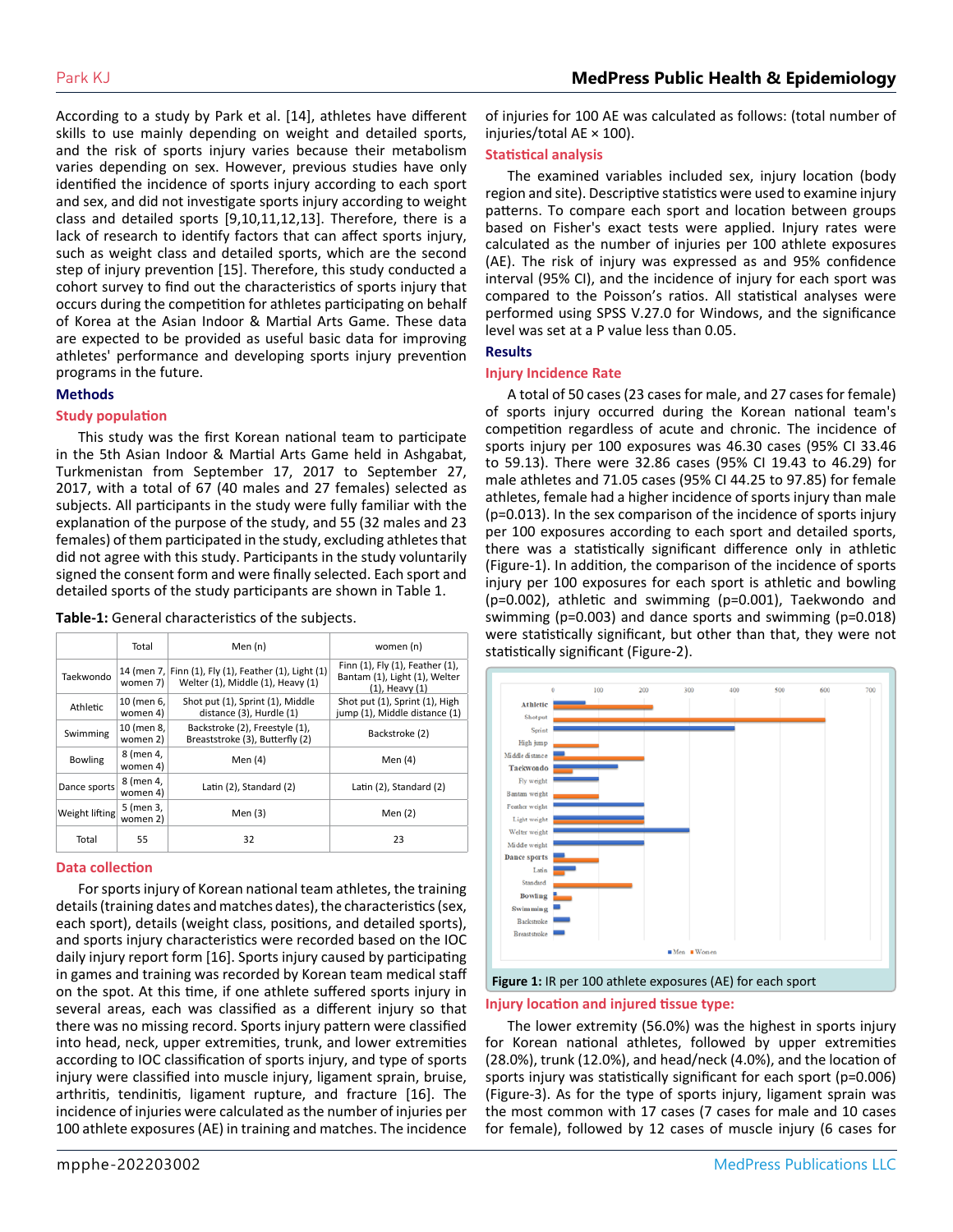According to a study by Park et al. [14], athletes have different skills to use mainly depending on weight and detailed sports, and the risk of sports injury varies because their metabolism varies depending on sex. However, previous studies have only identified the incidence of sports injury according to each sport and sex, and did not investigate sports injury according to weight class and detailed sports [9,10,11,12,13]. Therefore, there is a lack of research to identify factors that can affect sports injury, such as weight class and detailed sports, which are the second step of injury prevention [15]. Therefore, this study conducted a cohort survey to find out the characteristics of sports injury that occurs during the competition for athletes participating on behalf of Korea at the Asian Indoor & Martial Arts Game. These data are expected to be provided as useful basic data for improving athletes' performance and developing sports injury prevention programs in the future.

## Methods

### Study population

This study was the first Korean national team to participate in the 5th Asian Indoor & Martial Arts Game held in Ashgabat, Turkmenistan from September 17, 2017 to September 27, 2017, with a total of 67 (40 males and 27 females) selected as subjects. All participants in the study were fully familiar with the explanation of the purpose of the study, and 55 (32 males and 23 females) of them participated in the study, excluding athletes that did not agree with this study. Participants in the study voluntarily signed the consent form and were finally selected. Each sport and detailed sports of the study participants are shown in Table 1.

**Table-1:** General characteristics of the subjects.

| | Total | Men (n) | women (n) |
|---|---|---|---|
| Taekwondo | 14 (men 7, women 7) | Finn (1), Fly (1), Feather (1), Light (1) Welter (1), Middle (1), Heavy (1) | Finn (1), Fly (1), Feather (1), Bantam (1), Light (1), Welter (1), Heavy (1) |
| Athletic | 10 (men 6, women 4) | Shot put (1), Sprint (1), Middle distance (3), Hurdle (1) | Shot put (1), Sprint (1), High jump (1), Middle distance (1) |
| Swimming | 10 (men 8, women 2) | Backstroke (2), Freestyle (1), Breaststroke (3), Butterfly (2) | Backstroke (2) |
| Bowling | 8 (men 4, women 4) | Men (4) | Men (4) |
| Dance sports | 8 (men 4, women 4) | Latin (2), Standard (2) | Latin (2), Standard (2) |
| Weight lifting | 5 (men 3, women 2) | Men (3) | Men (2) |
| Total | 55 | 32 | 23 |

### Data collection

For sports injury of Korean national team athletes, the training details (training dates and matches dates), the characteristics (sex, each sport), details (weight class, positions, and detailed sports), and sports injury characteristics were recorded based on the IOC daily injury report form [16]. Sports injury caused by participating in games and training was recorded by Korean team medical staff on the spot. At this time, if one athlete suffered sports injury in several areas, each was classified as a different injury so that there was no missing record. Sports injury pattern were classified into head, neck, upper extremities, trunk, and lower extremities according to IOC classification of sports injury, and type of sports injury were classified into muscle injury, ligament sprain, bruise, arthritis, tendinitis, ligament rupture, and fracture [16]. The incidence of injuries were calculated as the number of injuries per 100 athlete exposures (AE) in training and matches. The incidence of injuries for 100 AE was calculated as follows: (total number of injuries/total AE × 100).

### Statistical analysis

The examined variables included sex, injury location (body region and site). Descriptive statistics were used to examine injury patterns. To compare each sport and location between groups based on Fisher's exact tests were applied. Injury rates were calculated as the number of injuries per 100 athlete exposures (AE). The risk of injury was expressed as and 95% confidence interval (95% CI), and the incidence of injury for each sport was compared to the Poisson's ratios. All statistical analyses were performed using SPSS V.27.0 for Windows, and the significance level was set at a P value less than 0.05.

## Results

### Injury Incidence Rate

A total of 50 cases (23 cases for male, and 27 cases for female) of sports injury occurred during the Korean national team's competition regardless of acute and chronic. The incidence of sports injury per 100 exposures was 46.30 cases (95% CI 33.46 to 59.13). There were 32.86 cases (95% CI 19.43 to 46.29) for male athletes and 71.05 cases (95% CI 44.25 to 97.85) for female athletes, female had a higher incidence of sports injury than male (p=0.013). In the sex comparison of the incidence of sports injury per 100 exposures according to each sport and detailed sports, there was a statistically significant difference only in athletic (Figure-1). In addition, the comparison of the incidence of sports injury per 100 exposures for each sport is athletic and bowling (p=0.002), athletic and swimming (p=0.001), Taekwondo and swimming (p=0.003) and dance sports and swimming (p=0.018) were statistically significant, but other than that, they were not statistically significant (Figure-2).

**Figure 1:** IR per 100 athlete exposures (AE) for each sport

### Injury location and injured tissue type:

The lower extremity (56.0%) was the highest in sports injury for Korean national athletes, followed by upper extremities (28.0%), trunk (12.0%), and head/neck (4.0%), and the location of sports injury was statistically significant for each sport (p=0.006) (Figure-3). As for the type of sports injury, ligament sprain was the most common with 17 cases (7 cases for male and 10 cases for female), followed by 12 cases of muscle injury (6 cases for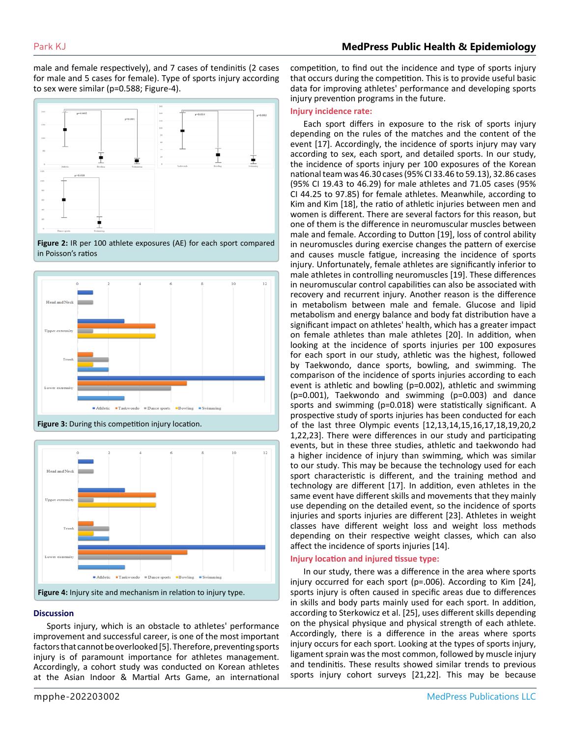male and female respectively), and 7 cases of tendinitis (2 cases for male and 5 cases for female). Type of sports injury according to sex were similar (p=0.588; Figure-4).

**Figure 2:** IR per 100 athlete exposures (AE) for each sport compared in Poisson's ratios

**Figure 3:** During this competition injury location.

**Figure 4:** Injury site and mechanism in relation to injury type.

## Discussion

Sports injury, which is an obstacle to athletes' performance improvement and successful career, is one of the most important factors that cannot be overlooked [5]. Therefore, preventing sports injury is of paramount importance for athletes management. Accordingly, a cohort study was conducted on Korean athletes at the Asian Indoor & Martial Arts Game, an international competition, to find out the incidence and type of sports injury that occurs during the competition. This is to provide useful basic data for improving athletes' performance and developing sports injury prevention programs in the future.

### Injury incidence rate:

Each sport differs in exposure to the risk of sports injury depending on the rules of the matches and the content of the event [17]. Accordingly, the incidence of sports injury may vary according to sex, each sport, and detailed sports. In our study, the incidence of sports injury per 100 exposures of the Korean national team was 46.30 cases (95% CI 33.46 to 59.13), 32.86 cases (95% CI 19.43 to 46.29) for male athletes and 71.05 cases (95% CI 44.25 to 97.85) for female athletes. Meanwhile, according to Kim and Kim [18], the ratio of athletic injuries between men and women is different. There are several factors for this reason, but one of them is the difference in neuromuscular muscles between male and female. According to Dutton [19], loss of control ability in neuromuscles during exercise changes the pattern of exercise and causes muscle fatigue, increasing the incidence of sports injury. Unfortunately, female athletes are significantly inferior to male athletes in controlling neuromuscles [19]. These differences in neuromuscular control capabilities can also be associated with recovery and recurrent injury. Another reason is the difference in metabolism between male and female. Glucose and lipid metabolism and energy balance and body fat distribution have a significant impact on athletes' health, which has a greater impact on female athletes than male athletes [20]. In addition, when looking at the incidence of sports injuries per 100 exposures for each sport in our study, athletic was the highest, followed by Taekwondo, dance sports, bowling, and swimming. The comparison of the incidence of sports injuries according to each event is athletic and bowling (p=0.002), athletic and swimming (p=0.001), Taekwondo and swimming (p=0.003) and dance sports and swimming (p=0.018) were statistically significant. A prospective study of sports injuries has been conducted for each of the last three Olympic events [12,13,14,15,16,17,18,19,20,21,22,23]. There were differences in our study and participating events, but in these three studies, athletic and taekwondo had a higher incidence of injury than swimming, which was similar to our study. This may be because the technology used for each sport characteristic is different, and the training method and technology are different [17]. In addition, even athletes in the same event have different skills and movements that they mainly use depending on the detailed event, so the incidence of sports injuries and sports injuries are different [23]. Athletes in weight classes have different weight loss and weight loss methods depending on their respective weight classes, which can also affect the incidence of sports injuries [14].

### Injury location and injured tissue type:

In our study, there was a difference in the area where sports injury occurred for each sport (p=.006). According to Kim [24], sports injury is often caused in specific areas due to differences in skills and body parts mainly used for each sport. In addition, according to Sterkowicz et al. [25], uses different skills depending on the physical physique and physical strength of each athlete. Accordingly, there is a difference in the areas where sports injury occurs for each sport. Looking at the types of sports injury, ligament sprain was the most common, followed by muscle injury and tendinitis. These results showed similar trends to previous sports injury cohort surveys [21,22]. This may be because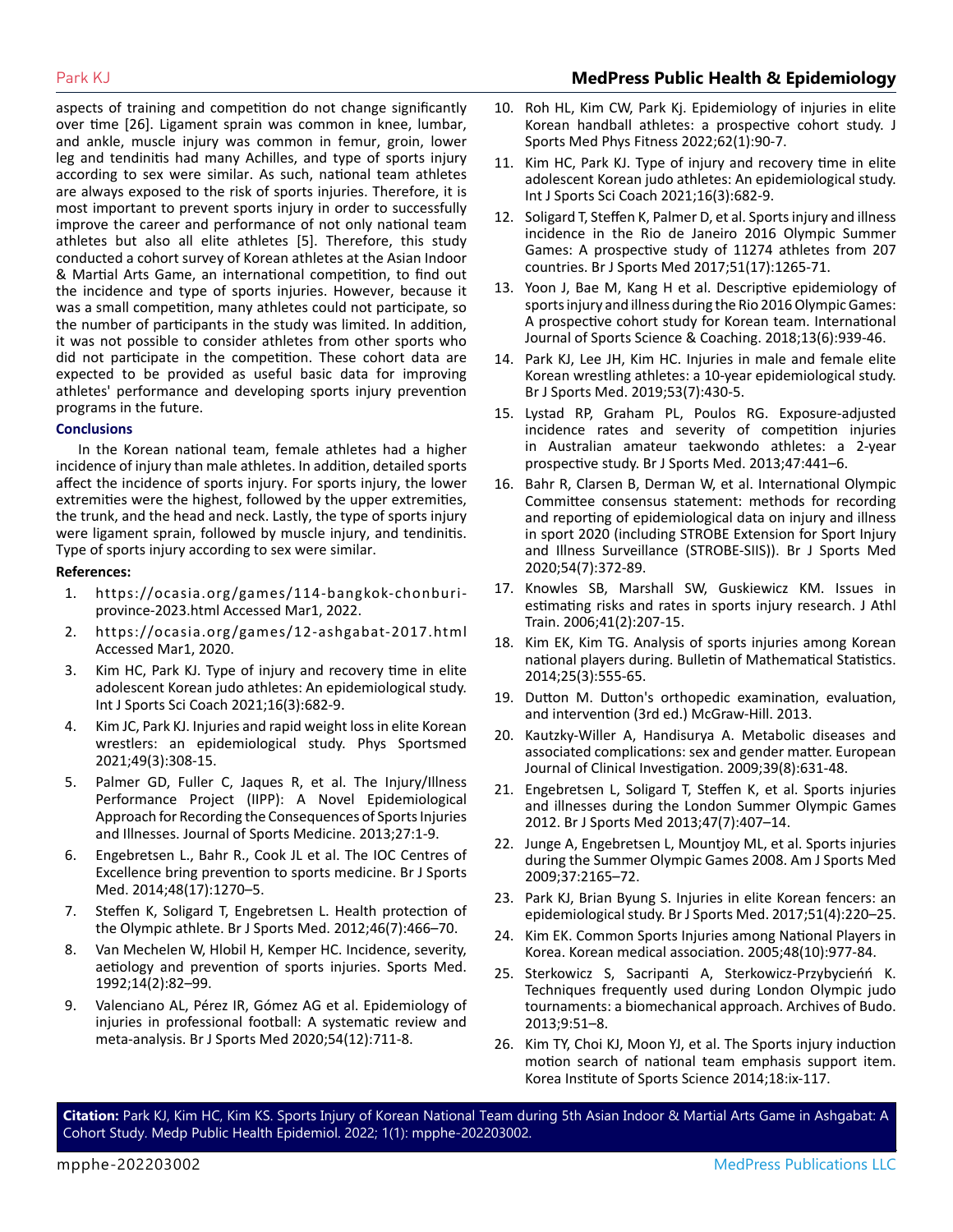aspects of training and competition do not change significantly over time [26]. Ligament sprain was common in knee, lumbar, and ankle, muscle injury was common in femur, groin, lower leg and tendinitis had many Achilles, and type of sports injury according to sex were similar. As such, national team athletes are always exposed to the risk of sports injuries. Therefore, it is most important to prevent sports injury in order to successfully improve the career and performance of not only national team athletes but also all elite athletes [5]. Therefore, this study conducted a cohort survey of Korean athletes at the Asian Indoor & Martial Arts Game, an international competition, to find out the incidence and type of sports injuries. However, because it was a small competition, many athletes could not participate, so the number of participants in the study was limited. In addition, it was not possible to consider athletes from other sports who did not participate in the competition. These cohort data are expected to be provided as useful basic data for improving athletes' performance and developing sports injury prevention programs in the future.

### Conclusions

In the Korean national team, female athletes had a higher incidence of injury than male athletes. In addition, detailed sports affect the incidence of sports injury. For sports injury, the lower extremities were the highest, followed by the upper extremities, the trunk, and the head and neck. Lastly, the type of sports injury were ligament sprain, followed by muscle injury, and tendinitis. Type of sports injury according to sex were similar.

### References:

1. https://ocasia.org/games/114-bangkok-chonburi-province-2023.html Accessed Mar1, 2022.
2. https://ocasia.org/games/12-ashgabat-2017.html Accessed Mar1, 2020.
3. Kim HC, Park KJ. Type of injury and recovery time in elite adolescent Korean judo athletes: An epidemiological study. Int J Sports Sci Coach 2021;16(3):682-9.
4. Kim JC, Park KJ. Injuries and rapid weight loss in elite Korean wrestlers: an epidemiological study. Phys Sportsmed 2021;49(3):308-15.
5. Palmer GD, Fuller C, Jaques R, et al. The Injury/Illness Performance Project (IIPP): A Novel Epidemiological Approach for Recording the Consequences of Sports Injuries and Illnesses. Journal of Sports Medicine. 2013;27:1-9.
6. Engebretsen L., Bahr R., Cook JL et al. The IOC Centres of Excellence bring prevention to sports medicine. Br J Sports Med. 2014;48(17):1270–5.
7. Steffen K, Soligard T, Engebretsen L. Health protection of the Olympic athlete. Br J Sports Med. 2012;46(7):466–70.
8. Van Mechelen W, Hlobil H, Kemper HC. Incidence, severity, aetiology and prevention of sports injuries. Sports Med. 1992;14(2):82–99.
9. Valenciano AL, Pérez IR, Gómez AG et al. Epidemiology of injuries in professional football: A systematic review and meta-analysis. Br J Sports Med 2020;54(12):711-8.
10. Roh HL, Kim CW, Park Kj. Epidemiology of injuries in elite Korean handball athletes: a prospective cohort study. J Sports Med Phys Fitness 2022;62(1):90-7.
11. Kim HC, Park KJ. Type of injury and recovery time in elite adolescent Korean judo athletes: An epidemiological study. Int J Sports Sci Coach 2021;16(3):682-9.
12. Soligard T, Steffen K, Palmer D, et al. Sports injury and illness incidence in the Rio de Janeiro 2016 Olympic Summer Games: A prospective study of 11274 athletes from 207 countries. Br J Sports Med 2017;51(17):1265-71.
13. Yoon J, Bae M, Kang H et al. Descriptive epidemiology of sports injury and illness during the Rio 2016 Olympic Games: A prospective cohort study for Korean team. International Journal of Sports Science & Coaching. 2018;13(6):939-46.
14. Park KJ, Lee JH, Kim HC. Injuries in male and female elite Korean wrestling athletes: a 10-year epidemiological study. Br J Sports Med. 2019;53(7):430-5.
15. Lystad RP, Graham PL, Poulos RG. Exposure-adjusted incidence rates and severity of competition injuries in Australian amateur taekwondo athletes: a 2-year prospective study. Br J Sports Med. 2013;47:441–6.
16. Bahr R, Clarsen B, Derman W, et al. International Olympic Committee consensus statement: methods for recording and reporting of epidemiological data on injury and illness in sport 2020 (including STROBE Extension for Sport Injury and Illness Surveillance (STROBE-SIIS)). Br J Sports Med 2020;54(7):372-89.
17. Knowles SB, Marshall SW, Guskiewicz KM. Issues in estimating risks and rates in sports injury research. J Athl Train. 2006;41(2):207-15.
18. Kim EK, Kim TG. Analysis of sports injuries among Korean national players during. Bulletin of Mathematical Statistics. 2014;25(3):555-65.
19. Dutton M. Dutton's orthopedic examination, evaluation, and intervention (3rd ed.) McGraw-Hill. 2013.
20. Kautzky-Willer A, Handisurya A. Metabolic diseases and associated complications: sex and gender matter. European Journal of Clinical Investigation. 2009;39(8):631-48.
21. Engebretsen L, Soligard T, Steffen K, et al. Sports injuries and illnesses during the London Summer Olympic Games 2012. Br J Sports Med 2013;47(7):407–14.
22. Junge A, Engebretsen L, Mountjoy ML, et al. Sports injuries during the Summer Olympic Games 2008. Am J Sports Med 2009;37:2165–72.
23. Park KJ, Brian Byung S. Injuries in elite Korean fencers: an epidemiological study. Br J Sports Med. 2017;51(4):220–25.
24. Kim EK. Common Sports Injuries among National Players in Korea. Korean medical association. 2005;48(10):977-84.
25. Sterkowicz S, Sacripanti A, Sterkowicz-Przybycieńń K. Techniques frequently used during London Olympic judo tournaments: a biomechanical approach. Archives of Budo. 2013;9:51–8.
26. Kim TY, Choi KJ, Moon YJ, et al. The Sports injury induction motion search of national team emphasis support item. Korea Institute of Sports Science 2014;18:ix-117.

**Citation:** Park KJ, Kim HC, Kim KS. Sports Injury of Korean National Team during 5th Asian Indoor & Martial Arts Game in Ashgabat: A Cohort Study. Medp Public Health Epidemiol. 2022; 1(1): mpphe-202203002.